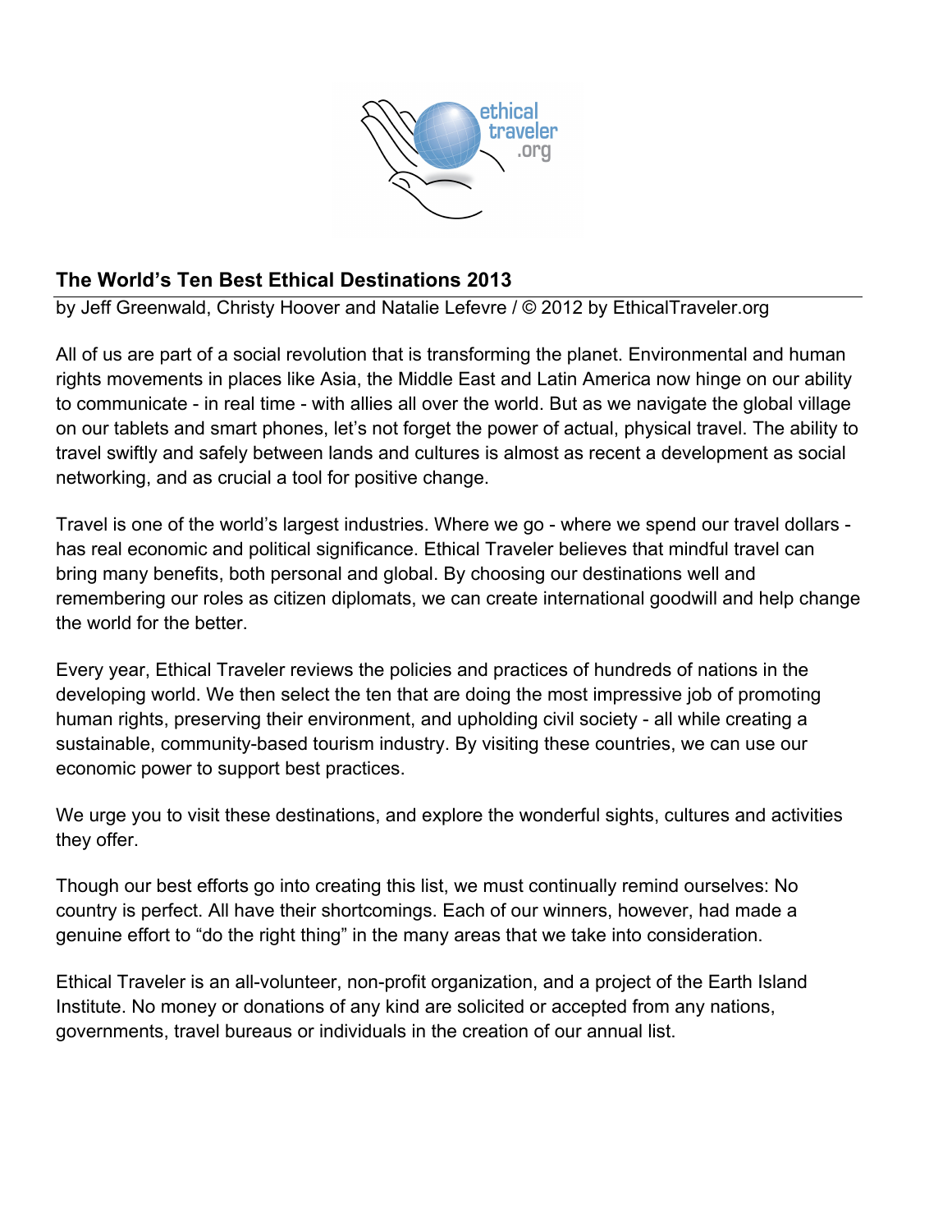# The World's Ten Best Ethical Destinations 2013

by Jeff Greenwald, Christy Hoover and Natalie Lefevre / © 2012 by EthicalTraveler.org

All of us are part of a social revolution that is transforming the planet. Environmental and human rights movements in places like Asia, the Middle East and Latin America now hinge on our ability to communicate - in real time - with allies all over the world. But as we navigate the global village on our tablets and smart phones, let's not forget the power of actual, physical travel. The ability to travel swiftly and safely between lands and cultures is almost as recent a development as social networking, and as crucial a tool for positive change.

Travel is one of the world's largest industries. Where we go - where we spend our travel dollars - has real economic and political significance. Ethical Traveler believes that mindful travel can bring many benefits, both personal and global. By choosing our destinations well and remembering our roles as citizen diplomats, we can create international goodwill and help change the world for the better.

Every year, Ethical Traveler reviews the policies and practices of hundreds of nations in the developing world. We then select the ten that are doing the most impressive job of promoting human rights, preserving their environment, and upholding civil society - all while creating a sustainable, community-based tourism industry. By visiting these countries, we can use our economic power to support best practices.

We urge you to visit these destinations, and explore the wonderful sights, cultures and activities they offer.

Though our best efforts go into creating this list, we must continually remind ourselves: No country is perfect. All have their shortcomings. Each of our winners, however, had made a genuine effort to "do the right thing" in the many areas that we take into consideration.

Ethical Traveler is an all-volunteer, non-profit organization, and a project of the Earth Island Institute. No money or donations of any kind are solicited or accepted from any nations, governments, travel bureaus or individuals in the creation of our annual list.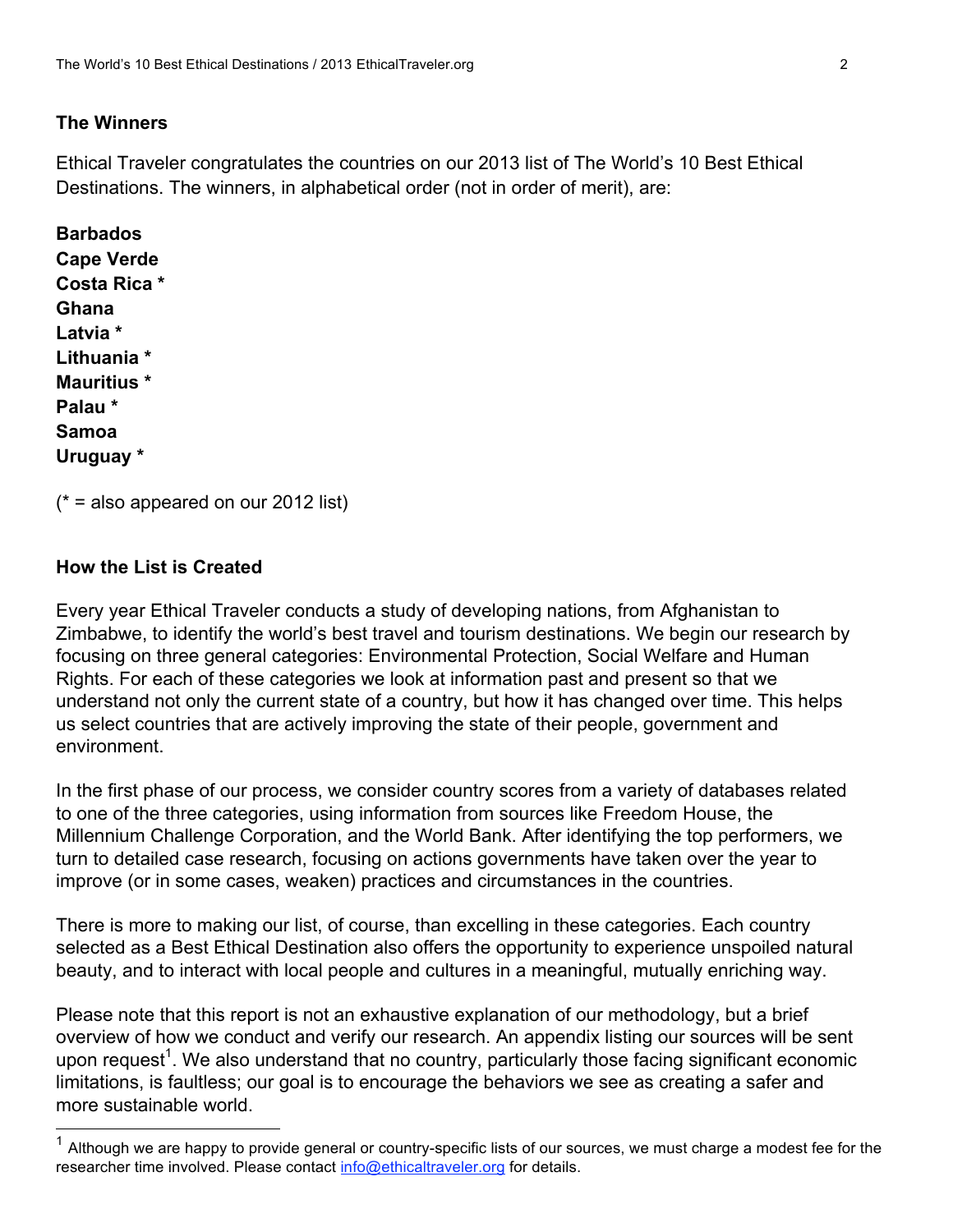## The Winners

Ethical Traveler congratulates the countries on our 2013 list of The World's 10 Best Ethical Destinations. The winners, in alphabetical order (not in order of merit), are:

**Barbados**
**Cape Verde**
**Costa Rica ***
**Ghana**
**Latvia ***
**Lithuania ***
**Mauritius ***
**Palau ***
**Samoa**
**Uruguay ***

(* = also appeared on our 2012 list)

## How the List is Created

Every year Ethical Traveler conducts a study of developing nations, from Afghanistan to Zimbabwe, to identify the world's best travel and tourism destinations. We begin our research by focusing on three general categories: Environmental Protection, Social Welfare and Human Rights. For each of these categories we look at information past and present so that we understand not only the current state of a country, but how it has changed over time. This helps us select countries that are actively improving the state of their people, government and environment.

In the first phase of our process, we consider country scores from a variety of databases related to one of the three categories, using information from sources like Freedom House, the Millennium Challenge Corporation, and the World Bank. After identifying the top performers, we turn to detailed case research, focusing on actions governments have taken over the year to improve (or in some cases, weaken) practices and circumstances in the countries.

There is more to making our list, of course, than excelling in these categories. Each country selected as a Best Ethical Destination also offers the opportunity to experience unspoiled natural beauty, and to interact with local people and cultures in a meaningful, mutually enriching way.

Please note that this report is not an exhaustive explanation of our methodology, but a brief overview of how we conduct and verify our research. An appendix listing our sources will be sent upon request[1]. We also understand that no country, particularly those facing significant economic limitations, is faultless; our goal is to encourage the behaviors we see as creating a safer and more sustainable world.

---

[1] Although we are happy to provide general or country-specific lists of our sources, we must charge a modest fee for the researcher time involved. Please contact info@ethicaltraveler.org for details.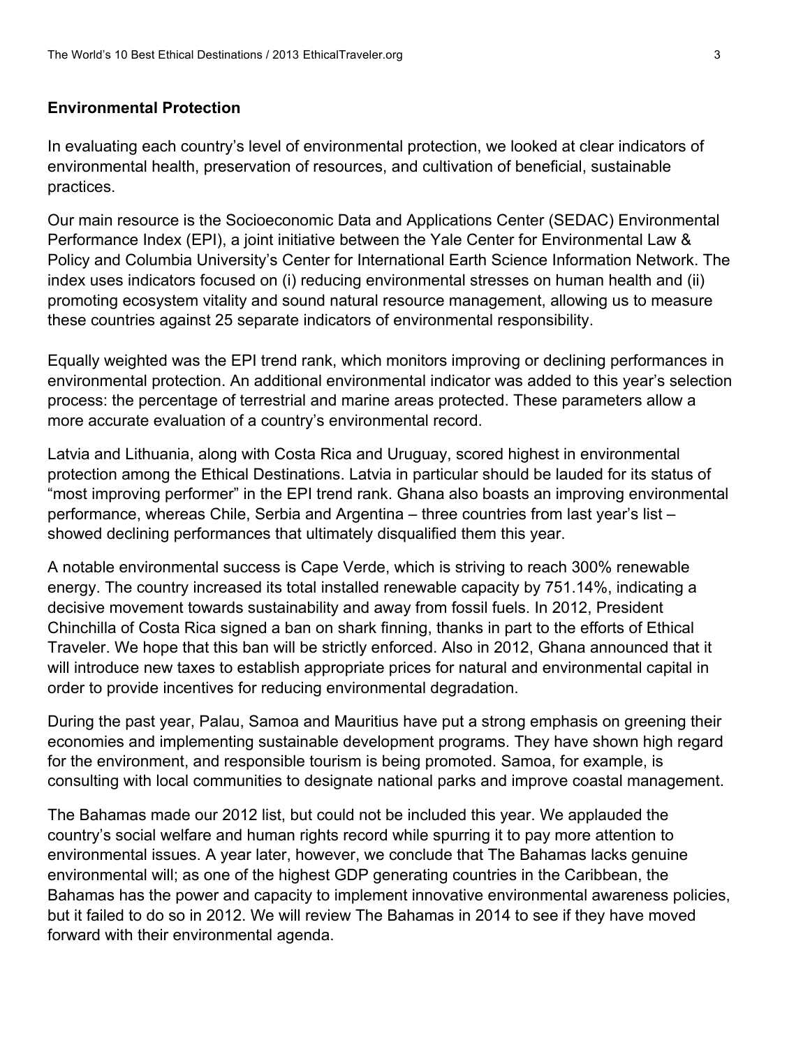## Environmental Protection

In evaluating each country's level of environmental protection, we looked at clear indicators of environmental health, preservation of resources, and cultivation of beneficial, sustainable practices.

Our main resource is the Socioeconomic Data and Applications Center (SEDAC) Environmental Performance Index (EPI), a joint initiative between the Yale Center for Environmental Law & Policy and Columbia University's Center for International Earth Science Information Network. The index uses indicators focused on (i) reducing environmental stresses on human health and (ii) promoting ecosystem vitality and sound natural resource management, allowing us to measure these countries against 25 separate indicators of environmental responsibility.

Equally weighted was the EPI trend rank, which monitors improving or declining performances in environmental protection. An additional environmental indicator was added to this year's selection process: the percentage of terrestrial and marine areas protected. These parameters allow a more accurate evaluation of a country's environmental record.

Latvia and Lithuania, along with Costa Rica and Uruguay, scored highest in environmental protection among the Ethical Destinations. Latvia in particular should be lauded for its status of "most improving performer" in the EPI trend rank. Ghana also boasts an improving environmental performance, whereas Chile, Serbia and Argentina – three countries from last year's list – showed declining performances that ultimately disqualified them this year.

A notable environmental success is Cape Verde, which is striving to reach 300% renewable energy. The country increased its total installed renewable capacity by 751.14%, indicating a decisive movement towards sustainability and away from fossil fuels. In 2012, President Chinchilla of Costa Rica signed a ban on shark finning, thanks in part to the efforts of Ethical Traveler. We hope that this ban will be strictly enforced. Also in 2012, Ghana announced that it will introduce new taxes to establish appropriate prices for natural and environmental capital in order to provide incentives for reducing environmental degradation.

During the past year, Palau, Samoa and Mauritius have put a strong emphasis on greening their economies and implementing sustainable development programs. They have shown high regard for the environment, and responsible tourism is being promoted. Samoa, for example, is consulting with local communities to designate national parks and improve coastal management.

The Bahamas made our 2012 list, but could not be included this year. We applauded the country's social welfare and human rights record while spurring it to pay more attention to environmental issues. A year later, however, we conclude that The Bahamas lacks genuine environmental will; as one of the highest GDP generating countries in the Caribbean, the Bahamas has the power and capacity to implement innovative environmental awareness policies, but it failed to do so in 2012. We will review The Bahamas in 2014 to see if they have moved forward with their environmental agenda.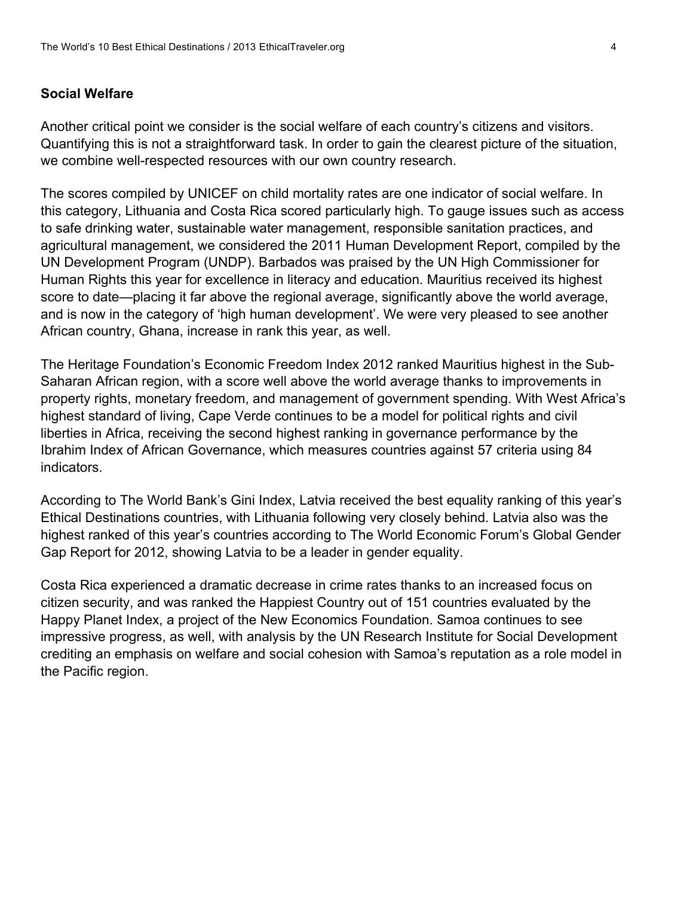## Social Welfare

Another critical point we consider is the social welfare of each country's citizens and visitors. Quantifying this is not a straightforward task. In order to gain the clearest picture of the situation, we combine well-respected resources with our own country research.

The scores compiled by UNICEF on child mortality rates are one indicator of social welfare. In this category, Lithuania and Costa Rica scored particularly high. To gauge issues such as access to safe drinking water, sustainable water management, responsible sanitation practices, and agricultural management, we considered the 2011 Human Development Report, compiled by the UN Development Program (UNDP). Barbados was praised by the UN High Commissioner for Human Rights this year for excellence in literacy and education. Mauritius received its highest score to date—placing it far above the regional average, significantly above the world average, and is now in the category of 'high human development'. We were very pleased to see another African country, Ghana, increase in rank this year, as well.

The Heritage Foundation's Economic Freedom Index 2012 ranked Mauritius highest in the Sub-Saharan African region, with a score well above the world average thanks to improvements in property rights, monetary freedom, and management of government spending. With West Africa's highest standard of living, Cape Verde continues to be a model for political rights and civil liberties in Africa, receiving the second highest ranking in governance performance by the Ibrahim Index of African Governance, which measures countries against 57 criteria using 84 indicators.

According to The World Bank's Gini Index, Latvia received the best equality ranking of this year's Ethical Destinations countries, with Lithuania following very closely behind. Latvia also was the highest ranked of this year's countries according to The World Economic Forum's Global Gender Gap Report for 2012, showing Latvia to be a leader in gender equality.

Costa Rica experienced a dramatic decrease in crime rates thanks to an increased focus on citizen security, and was ranked the Happiest Country out of 151 countries evaluated by the Happy Planet Index, a project of the New Economics Foundation. Samoa continues to see impressive progress, as well, with analysis by the UN Research Institute for Social Development crediting an emphasis on welfare and social cohesion with Samoa's reputation as a role model in the Pacific region.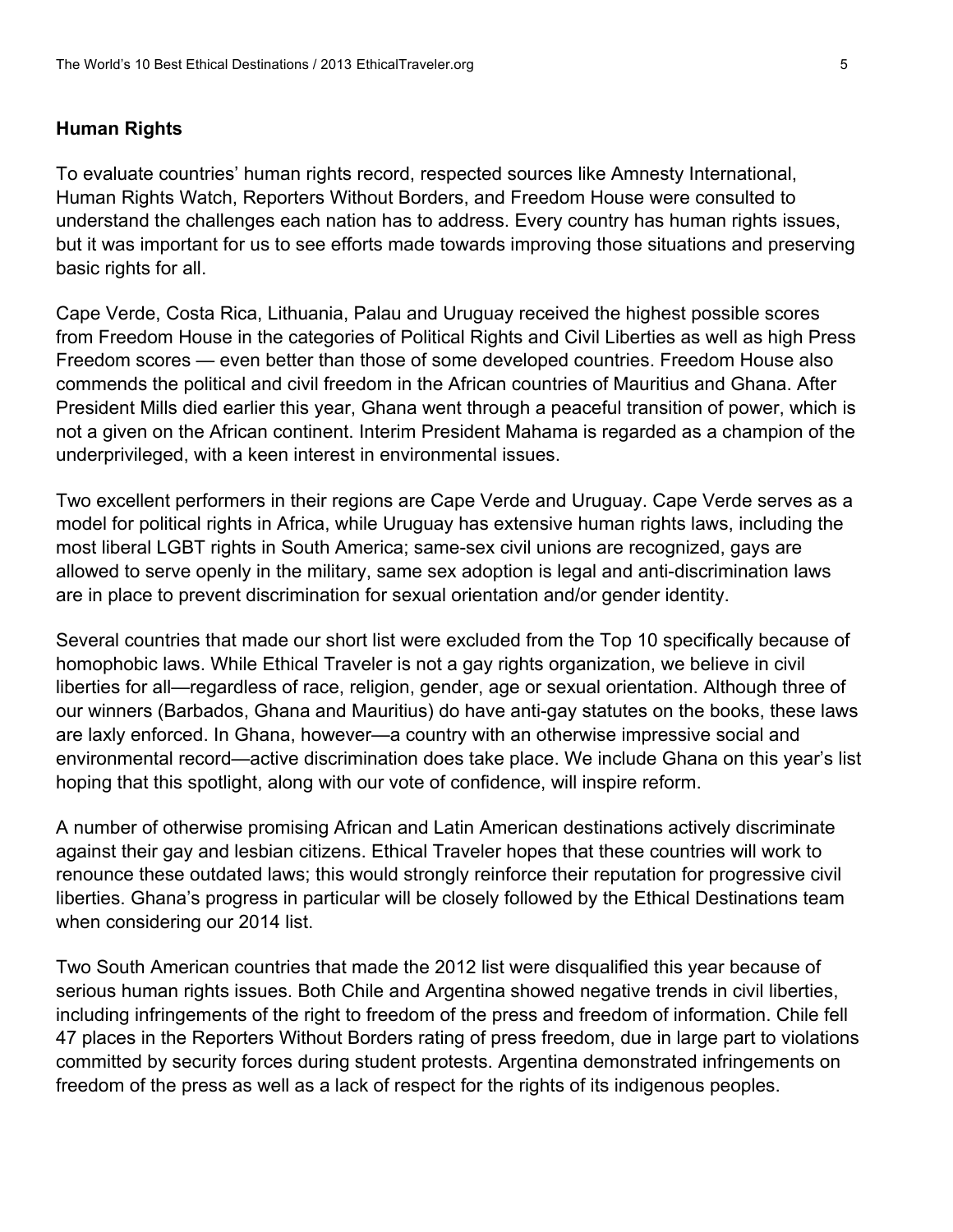## Human Rights

To evaluate countries' human rights record, respected sources like Amnesty International, Human Rights Watch, Reporters Without Borders, and Freedom House were consulted to understand the challenges each nation has to address. Every country has human rights issues, but it was important for us to see efforts made towards improving those situations and preserving basic rights for all.

Cape Verde, Costa Rica, Lithuania, Palau and Uruguay received the highest possible scores from Freedom House in the categories of Political Rights and Civil Liberties as well as high Press Freedom scores — even better than those of some developed countries. Freedom House also commends the political and civil freedom in the African countries of Mauritius and Ghana. After President Mills died earlier this year, Ghana went through a peaceful transition of power, which is not a given on the African continent. Interim President Mahama is regarded as a champion of the underprivileged, with a keen interest in environmental issues.

Two excellent performers in their regions are Cape Verde and Uruguay. Cape Verde serves as a model for political rights in Africa, while Uruguay has extensive human rights laws, including the most liberal LGBT rights in South America; same-sex civil unions are recognized, gays are allowed to serve openly in the military, same sex adoption is legal and anti-discrimination laws are in place to prevent discrimination for sexual orientation and/or gender identity.

Several countries that made our short list were excluded from the Top 10 specifically because of homophobic laws. While Ethical Traveler is not a gay rights organization, we believe in civil liberties for all—regardless of race, religion, gender, age or sexual orientation. Although three of our winners (Barbados, Ghana and Mauritius) do have anti-gay statutes on the books, these laws are laxly enforced. In Ghana, however—a country with an otherwise impressive social and environmental record—active discrimination does take place. We include Ghana on this year's list hoping that this spotlight, along with our vote of confidence, will inspire reform.

A number of otherwise promising African and Latin American destinations actively discriminate against their gay and lesbian citizens. Ethical Traveler hopes that these countries will work to renounce these outdated laws; this would strongly reinforce their reputation for progressive civil liberties. Ghana's progress in particular will be closely followed by the Ethical Destinations team when considering our 2014 list.

Two South American countries that made the 2012 list were disqualified this year because of serious human rights issues. Both Chile and Argentina showed negative trends in civil liberties, including infringements of the right to freedom of the press and freedom of information. Chile fell 47 places in the Reporters Without Borders rating of press freedom, due in large part to violations committed by security forces during student protests. Argentina demonstrated infringements on freedom of the press as well as a lack of respect for the rights of its indigenous peoples.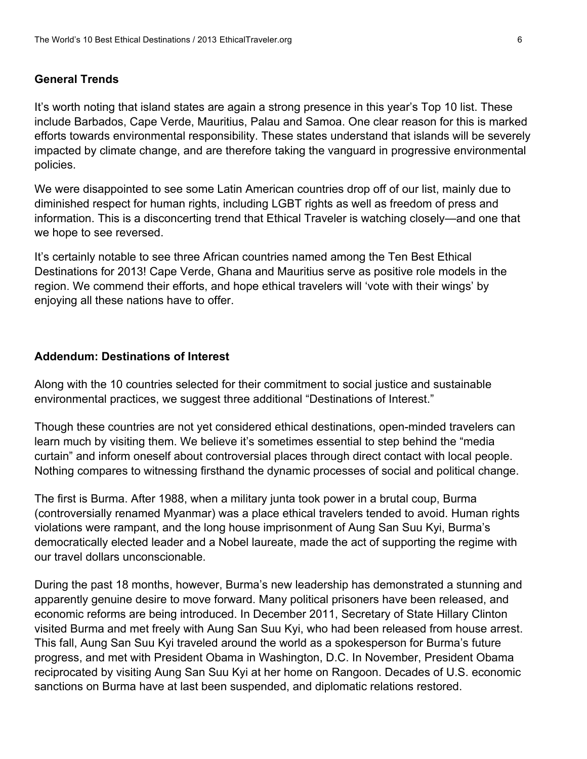**General Trends**

It's worth noting that island states are again a strong presence in this year's Top 10 list. These include Barbados, Cape Verde, Mauritius, Palau and Samoa. One clear reason for this is marked efforts towards environmental responsibility. These states understand that islands will be severely impacted by climate change, and are therefore taking the vanguard in progressive environmental policies.

We were disappointed to see some Latin American countries drop off of our list, mainly due to diminished respect for human rights, including LGBT rights as well as freedom of press and information. This is a disconcerting trend that Ethical Traveler is watching closely—and one that we hope to see reversed.

It's certainly notable to see three African countries named among the Ten Best Ethical Destinations for 2013! Cape Verde, Ghana and Mauritius serve as positive role models in the region. We commend their efforts, and hope ethical travelers will 'vote with their wings' by enjoying all these nations have to offer.

**Addendum: Destinations of Interest**

Along with the 10 countries selected for their commitment to social justice and sustainable environmental practices, we suggest three additional "Destinations of Interest."

Though these countries are not yet considered ethical destinations, open-minded travelers can learn much by visiting them. We believe it's sometimes essential to step behind the "media curtain" and inform oneself about controversial places through direct contact with local people. Nothing compares to witnessing firsthand the dynamic processes of social and political change.

The first is Burma. After 1988, when a military junta took power in a brutal coup, Burma (controversially renamed Myanmar) was a place ethical travelers tended to avoid. Human rights violations were rampant, and the long house imprisonment of Aung San Suu Kyi, Burma's democratically elected leader and a Nobel laureate, made the act of supporting the regime with our travel dollars unconscionable.

During the past 18 months, however, Burma's new leadership has demonstrated a stunning and apparently genuine desire to move forward. Many political prisoners have been released, and economic reforms are being introduced. In December 2011, Secretary of State Hillary Clinton visited Burma and met freely with Aung San Suu Kyi, who had been released from house arrest. This fall, Aung San Suu Kyi traveled around the world as a spokesperson for Burma's future progress, and met with President Obama in Washington, D.C. In November, President Obama reciprocated by visiting Aung San Suu Kyi at her home on Rangoon. Decades of U.S. economic sanctions on Burma have at last been suspended, and diplomatic relations restored.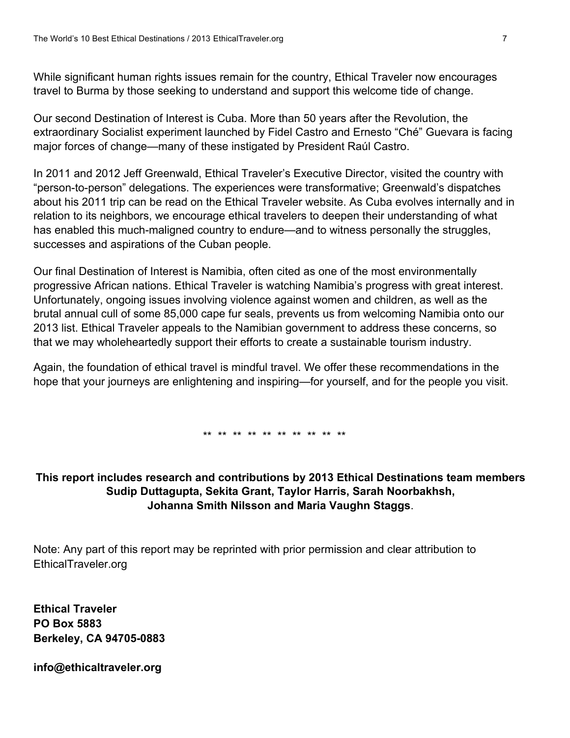While significant human rights issues remain for the country, Ethical Traveler now encourages travel to Burma by those seeking to understand and support this welcome tide of change.

Our second Destination of Interest is Cuba. More than 50 years after the Revolution, the extraordinary Socialist experiment launched by Fidel Castro and Ernesto "Ché" Guevara is facing major forces of change—many of these instigated by President Raúl Castro.

In 2011 and 2012 Jeff Greenwald, Ethical Traveler's Executive Director, visited the country with "person-to-person" delegations. The experiences were transformative; Greenwald's dispatches about his 2011 trip can be read on the Ethical Traveler website. As Cuba evolves internally and in relation to its neighbors, we encourage ethical travelers to deepen their understanding of what has enabled this much-maligned country to endure—and to witness personally the struggles, successes and aspirations of the Cuban people.

Our final Destination of Interest is Namibia, often cited as one of the most environmentally progressive African nations. Ethical Traveler is watching Namibia's progress with great interest. Unfortunately, ongoing issues involving violence against women and children, as well as the brutal annual cull of some 85,000 cape fur seals, prevents us from welcoming Namibia onto our 2013 list. Ethical Traveler appeals to the Namibian government to address these concerns, so that we may wholeheartedly support their efforts to create a sustainable tourism industry.

Again, the foundation of ethical travel is mindful travel. We offer these recommendations in the hope that your journeys are enlightening and inspiring—for yourself, and for the people you visit.

** ** ** ** ** ** ** ** ** **

**This report includes research and contributions by 2013 Ethical Destinations team members Sudip Duttagupta, Sekita Grant, Taylor Harris, Sarah Noorbakhsh, Johanna Smith Nilsson and Maria Vaughn Staggs**.

Note: Any part of this report may be reprinted with prior permission and clear attribution to EthicalTraveler.org

**Ethical Traveler**
**PO Box 5883**
**Berkeley, CA 94705-0883**

**info@ethicaltraveler.org**